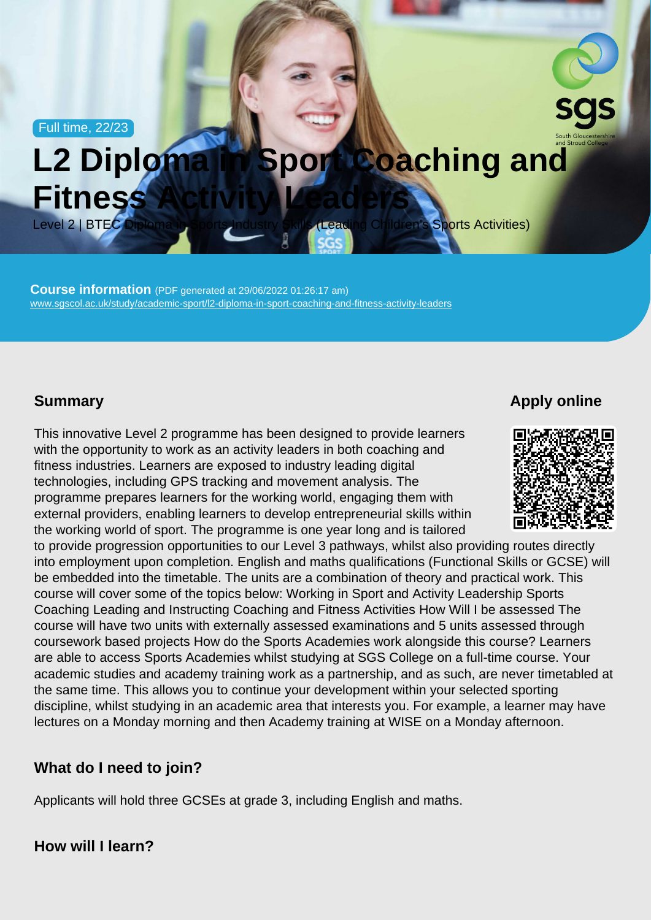Full time, 22/23

# L2 Diploma in Sport Coaching and Fitness Activity Leaders

Level 2 | BTEC Diploma in Sports Industry Skills (Leading Children's Sports Activities)

**Course information** (PDF generated at 29/06/2022 01:26:17 am)
www.sgscol.ac.uk/study/academic-sport/l2-diploma-in-sport-coaching-and-fitness-activity-leaders

## Summary

This innovative Level 2 programme has been designed to provide learners with the opportunity to work as an activity leaders in both coaching and fitness industries. Learners are exposed to industry leading digital technologies, including GPS tracking and movement analysis. The programme prepares learners for the working world, engaging them with external providers, enabling learners to develop entrepreneurial skills within the working world of sport. The programme is one year long and is tailored to provide progression opportunities to our Level 3 pathways, whilst also providing routes directly into employment upon completion. English and maths qualifications (Functional Skills or GCSE) will be embedded into the timetable. The units are a combination of theory and practical work. This course will cover some of the topics below: Working in Sport and Activity Leadership Sports Coaching Leading and Instructing Coaching and Fitness Activities How Will I be assessed The course will have two units with externally assessed examinations and 5 units assessed through coursework based projects How do the Sports Academies work alongside this course? Learners are able to access Sports Academies whilst studying at SGS College on a full-time course. Your academic studies and academy training work as a partnership, and as such, are never timetabled at the same time. This allows you to continue your development within your selected sporting discipline, whilst studying in an academic area that interests you. For example, a learner may have lectures on a Monday morning and then Academy training at WISE on a Monday afternoon.

## Apply online

## What do I need to join?

Applicants will hold three GCSEs at grade 3, including English and maths.

## How will I learn?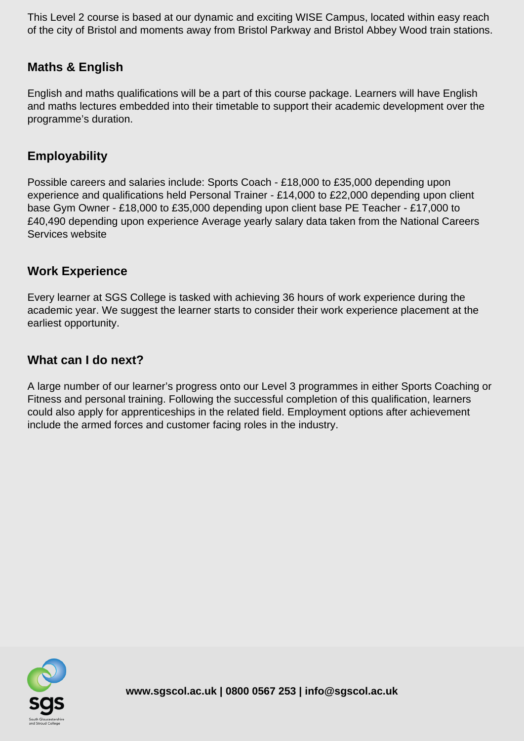This Level 2 course is based at our dynamic and exciting WISE Campus, located within easy reach of the city of Bristol and moments away from Bristol Parkway and Bristol Abbey Wood train stations.

## Maths & English

English and maths qualifications will be a part of this course package. Learners will have English and maths lectures embedded into their timetable to support their academic development over the programme's duration.

## Employability

Possible careers and salaries include: Sports Coach - £18,000 to £35,000 depending upon experience and qualifications held Personal Trainer - £14,000 to £22,000 depending upon client base Gym Owner - £18,000 to £35,000 depending upon client base PE Teacher - £17,000 to £40,490 depending upon experience Average yearly salary data taken from the National Careers Services website

## Work Experience

Every learner at SGS College is tasked with achieving 36 hours of work experience during the academic year. We suggest the learner starts to consider their work experience placement at the earliest opportunity.

## What can I do next?

A large number of our learner's progress onto our Level 3 programmes in either Sports Coaching or Fitness and personal training. Following the successful completion of this qualification, learners could also apply for apprenticeships in the related field. Employment options after achievement include the armed forces and customer facing roles in the industry.

sgs

South Gloucestershire and Stroud College

**www.sgscol.ac.uk | 0800 0567 253 | info@sgscol.ac.uk**